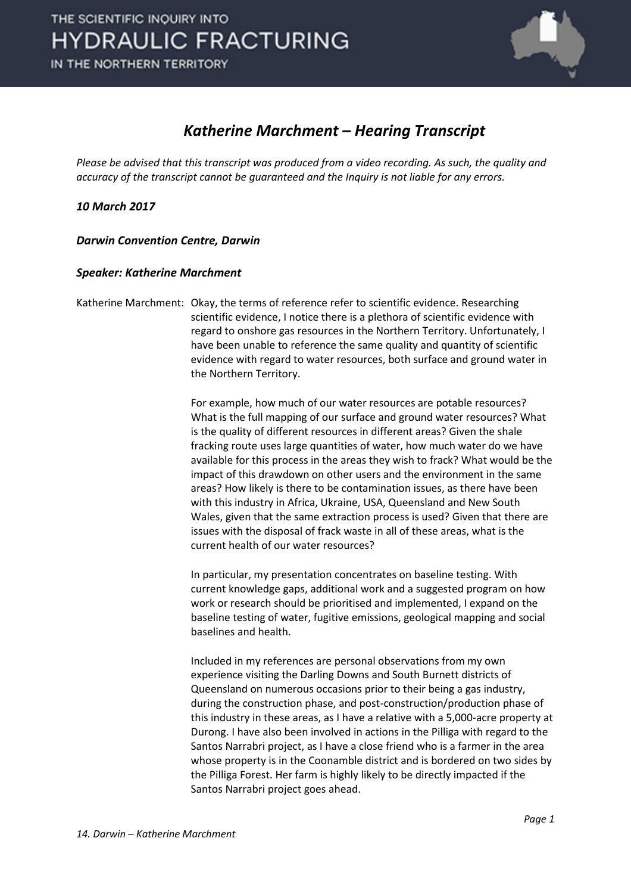# *Katherine Marchment – Hearing Transcript*

*Please be advised that this transcript was produced from a video recording. As such, the quality and accuracy of the transcript cannot be guaranteed and the Inquiry is not liable for any errors.*

***10 March 2017***

***Darwin Convention Centre, Darwin***

***Speaker: Katherine Marchment***

Katherine Marchment: Okay, the terms of reference refer to scientific evidence. Researching scientific evidence, I notice there is a plethora of scientific evidence with regard to onshore gas resources in the Northern Territory. Unfortunately, I have been unable to reference the same quality and quantity of scientific evidence with regard to water resources, both surface and ground water in the Northern Territory.

For example, how much of our water resources are potable resources? What is the full mapping of our surface and ground water resources? What is the quality of different resources in different areas? Given the shale fracking route uses large quantities of water, how much water do we have available for this process in the areas they wish to frack? What would be the impact of this drawdown on other users and the environment in the same areas? How likely is there to be contamination issues, as there have been with this industry in Africa, Ukraine, USA, Queensland and New South Wales, given that the same extraction process is used? Given that there are issues with the disposal of frack waste in all of these areas, what is the current health of our water resources?

In particular, my presentation concentrates on baseline testing. With current knowledge gaps, additional work and a suggested program on how work or research should be prioritised and implemented, I expand on the baseline testing of water, fugitive emissions, geological mapping and social baselines and health.

Included in my references are personal observations from my own experience visiting the Darling Downs and South Burnett districts of Queensland on numerous occasions prior to their being a gas industry, during the construction phase, and post-construction/production phase of this industry in these areas, as I have a relative with a 5,000-acre property at Durong. I have also been involved in actions in the Pilliga with regard to the Santos Narrabri project, as I have a close friend who is a farmer in the area whose property is in the Coonamble district and is bordered on two sides by the Pilliga Forest. Her farm is highly likely to be directly impacted if the Santos Narrabri project goes ahead.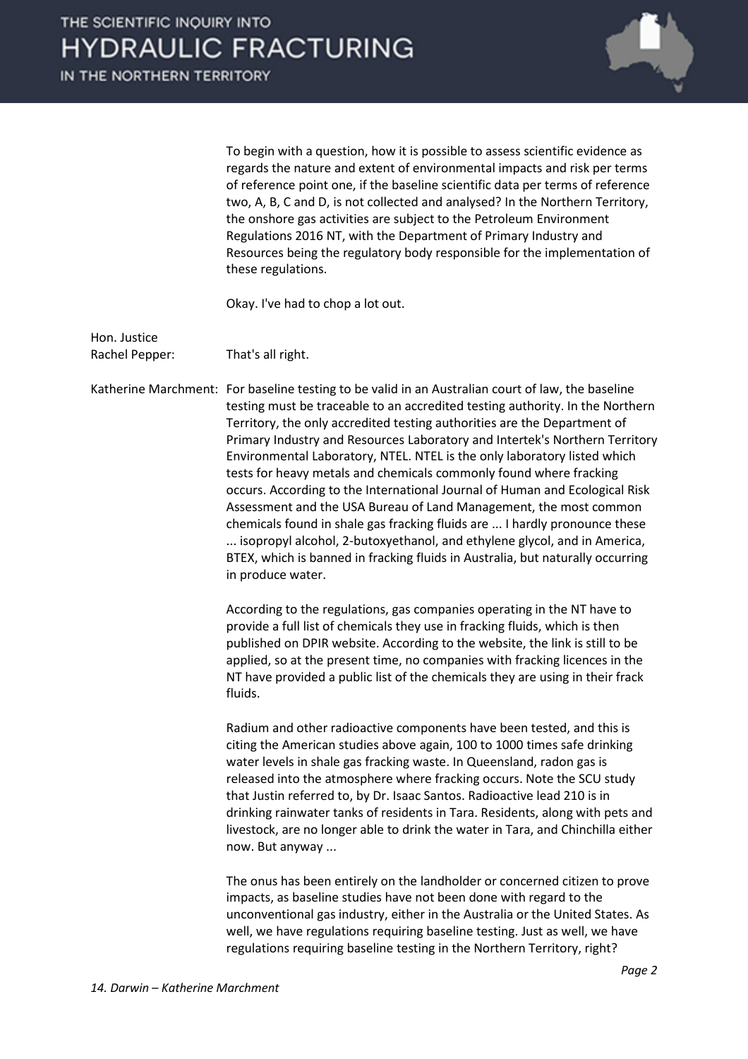To begin with a question, how it is possible to assess scientific evidence as regards the nature and extent of environmental impacts and risk per terms of reference point one, if the baseline scientific data per terms of reference two, A, B, C and D, is not collected and analysed? In the Northern Territory, the onshore gas activities are subject to the Petroleum Environment Regulations 2016 NT, with the Department of Primary Industry and Resources being the regulatory body responsible for the implementation of these regulations.

Okay. I've had to chop a lot out.

**Hon. Justice Rachel Pepper:** That's all right.

**Katherine Marchment:** For baseline testing to be valid in an Australian court of law, the baseline testing must be traceable to an accredited testing authority. In the Northern Territory, the only accredited testing authorities are the Department of Primary Industry and Resources Laboratory and Intertek's Northern Territory Environmental Laboratory, NTEL. NTEL is the only laboratory listed which tests for heavy metals and chemicals commonly found where fracking occurs. According to the International Journal of Human and Ecological Risk Assessment and the USA Bureau of Land Management, the most common chemicals found in shale gas fracking fluids are ... I hardly pronounce these ... isopropyl alcohol, 2-butoxyethanol, and ethylene glycol, and in America, BTEX, which is banned in fracking fluids in Australia, but naturally occurring in produce water.

According to the regulations, gas companies operating in the NT have to provide a full list of chemicals they use in fracking fluids, which is then published on DPIR website. According to the website, the link is still to be applied, so at the present time, no companies with fracking licences in the NT have provided a public list of the chemicals they are using in their frack fluids.

Radium and other radioactive components have been tested, and this is citing the American studies above again, 100 to 1000 times safe drinking water levels in shale gas fracking waste. In Queensland, radon gas is released into the atmosphere where fracking occurs. Note the SCU study that Justin referred to, by Dr. Isaac Santos. Radioactive lead 210 is in drinking rainwater tanks of residents in Tara. Residents, along with pets and livestock, are no longer able to drink the water in Tara, and Chinchilla either now. But anyway ...

The onus has been entirely on the landholder or concerned citizen to prove impacts, as baseline studies have not been done with regard to the unconventional gas industry, either in the Australia or the United States. As well, we have regulations requiring baseline testing. Just as well, we have regulations requiring baseline testing in the Northern Territory, right?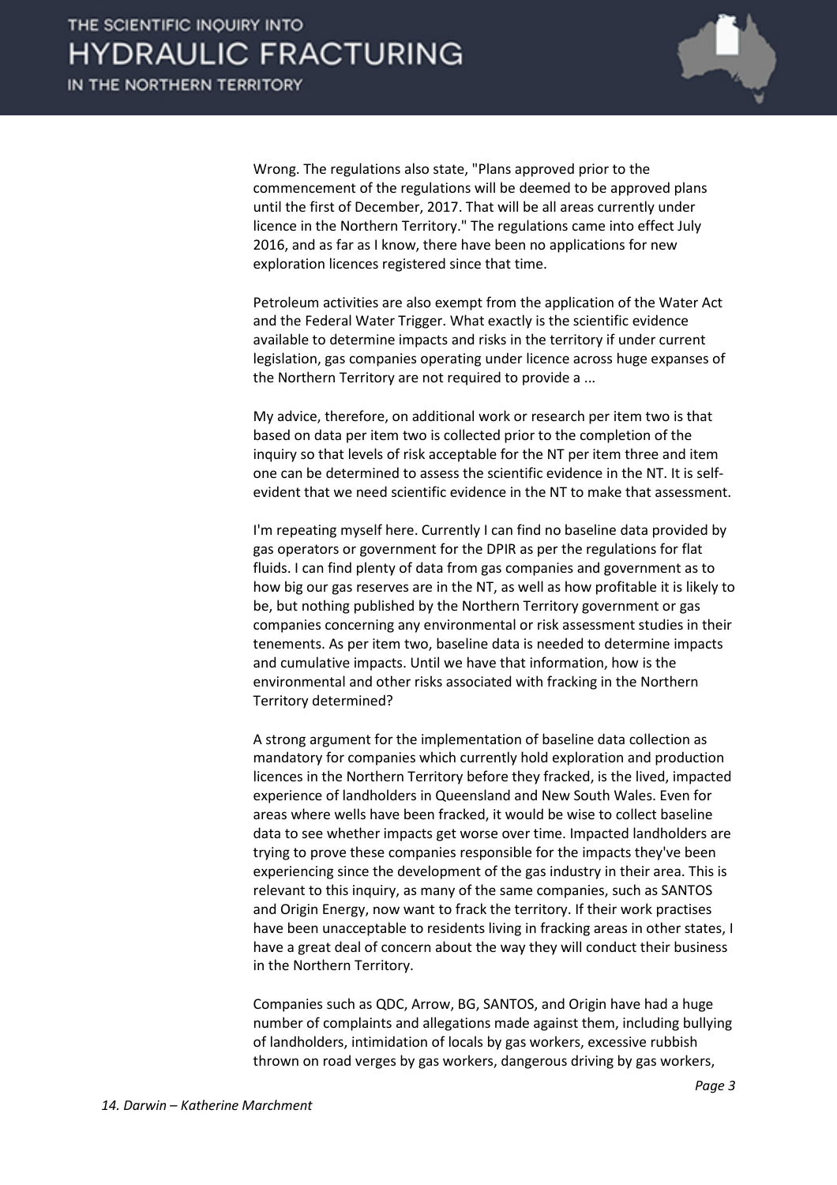Wrong. The regulations also state, "Plans approved prior to the commencement of the regulations will be deemed to be approved plans until the first of December, 2017. That will be all areas currently under licence in the Northern Territory." The regulations came into effect July 2016, and as far as I know, there have been no applications for new exploration licences registered since that time.

Petroleum activities are also exempt from the application of the Water Act and the Federal Water Trigger. What exactly is the scientific evidence available to determine impacts and risks in the territory if under current legislation, gas companies operating under licence across huge expanses of the Northern Territory are not required to provide a ...

My advice, therefore, on additional work or research per item two is that based on data per item two is collected prior to the completion of the inquiry so that levels of risk acceptable for the NT per item three and item one can be determined to assess the scientific evidence in the NT. It is self-evident that we need scientific evidence in the NT to make that assessment.

I'm repeating myself here. Currently I can find no baseline data provided by gas operators or government for the DPIR as per the regulations for flat fluids. I can find plenty of data from gas companies and government as to how big our gas reserves are in the NT, as well as how profitable it is likely to be, but nothing published by the Northern Territory government or gas companies concerning any environmental or risk assessment studies in their tenements. As per item two, baseline data is needed to determine impacts and cumulative impacts. Until we have that information, how is the environmental and other risks associated with fracking in the Northern Territory determined?

A strong argument for the implementation of baseline data collection as mandatory for companies which currently hold exploration and production licences in the Northern Territory before they fracked, is the lived, impacted experience of landholders in Queensland and New South Wales. Even for areas where wells have been fracked, it would be wise to collect baseline data to see whether impacts get worse over time. Impacted landholders are trying to prove these companies responsible for the impacts they've been experiencing since the development of the gas industry in their area. This is relevant to this inquiry, as many of the same companies, such as SANTOS and Origin Energy, now want to frack the territory. If their work practises have been unacceptable to residents living in fracking areas in other states, I have a great deal of concern about the way they will conduct their business in the Northern Territory.

Companies such as QDC, Arrow, BG, SANTOS, and Origin have had a huge number of complaints and allegations made against them, including bullying of landholders, intimidation of locals by gas workers, excessive rubbish thrown on road verges by gas workers, dangerous driving by gas workers,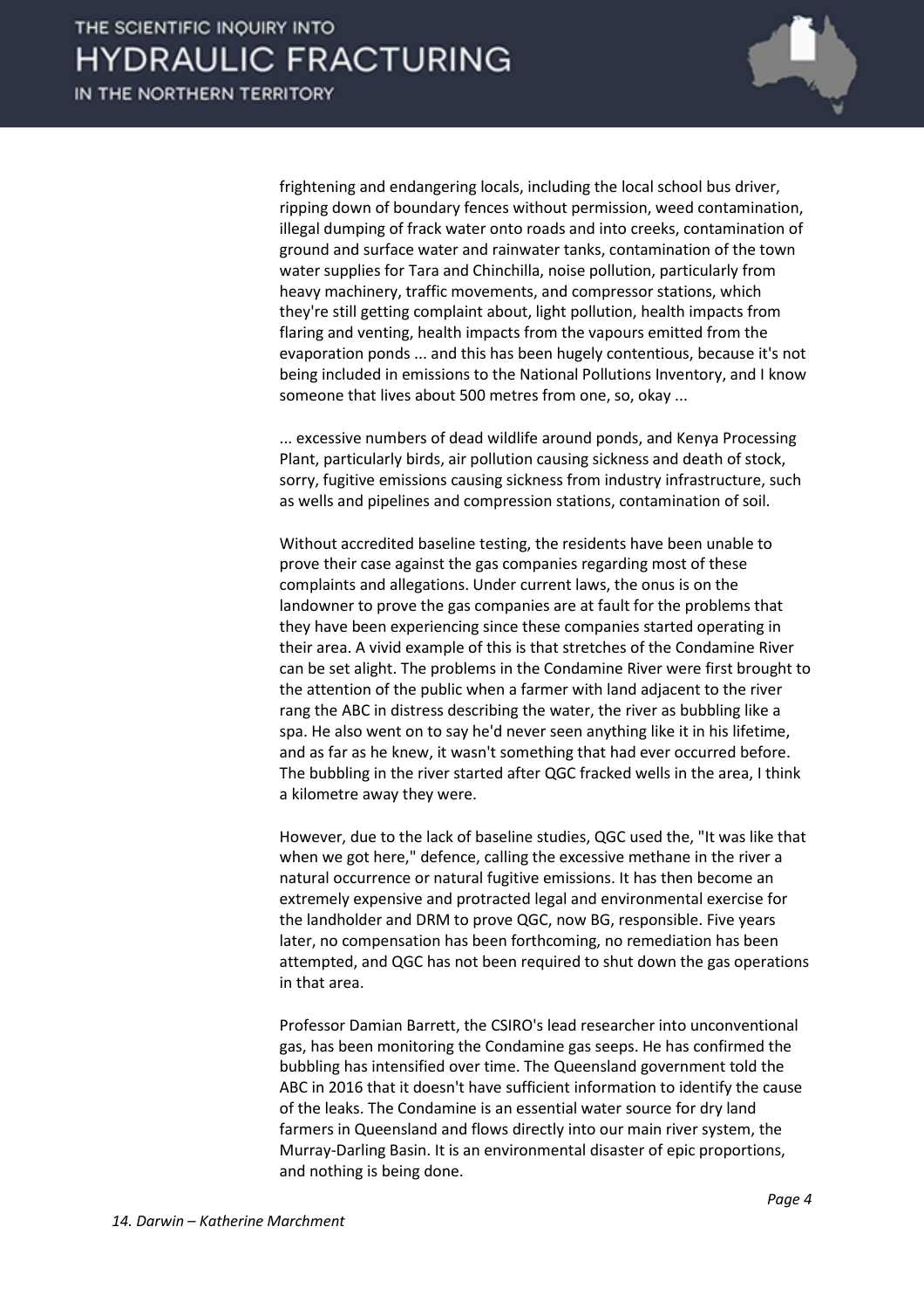frightening and endangering locals, including the local school bus driver, ripping down of boundary fences without permission, weed contamination, illegal dumping of frack water onto roads and into creeks, contamination of ground and surface water and rainwater tanks, contamination of the town water supplies for Tara and Chinchilla, noise pollution, particularly from heavy machinery, traffic movements, and compressor stations, which they're still getting complaint about, light pollution, health impacts from flaring and venting, health impacts from the vapours emitted from the evaporation ponds ... and this has been hugely contentious, because it's not being included in emissions to the National Pollutions Inventory, and I know someone that lives about 500 metres from one, so, okay ...

... excessive numbers of dead wildlife around ponds, and Kenya Processing Plant, particularly birds, air pollution causing sickness and death of stock, sorry, fugitive emissions causing sickness from industry infrastructure, such as wells and pipelines and compression stations, contamination of soil.

Without accredited baseline testing, the residents have been unable to prove their case against the gas companies regarding most of these complaints and allegations. Under current laws, the onus is on the landowner to prove the gas companies are at fault for the problems that they have been experiencing since these companies started operating in their area. A vivid example of this is that stretches of the Condamine River can be set alight. The problems in the Condamine River were first brought to the attention of the public when a farmer with land adjacent to the river rang the ABC in distress describing the water, the river as bubbling like a spa. He also went on to say he'd never seen anything like it in his lifetime, and as far as he knew, it wasn't something that had ever occurred before. The bubbling in the river started after QGC fracked wells in the area, I think a kilometre away they were.

However, due to the lack of baseline studies, QGC used the, "It was like that when we got here," defence, calling the excessive methane in the river a natural occurrence or natural fugitive emissions. It has then become an extremely expensive and protracted legal and environmental exercise for the landholder and DRM to prove QGC, now BG, responsible. Five years later, no compensation has been forthcoming, no remediation has been attempted, and QGC has not been required to shut down the gas operations in that area.

Professor Damian Barrett, the CSIRO's lead researcher into unconventional gas, has been monitoring the Condamine gas seeps. He has confirmed the bubbling has intensified over time. The Queensland government told the ABC in 2016 that it doesn't have sufficient information to identify the cause of the leaks. The Condamine is an essential water source for dry land farmers in Queensland and flows directly into our main river system, the Murray-Darling Basin. It is an environmental disaster of epic proportions, and nothing is being done.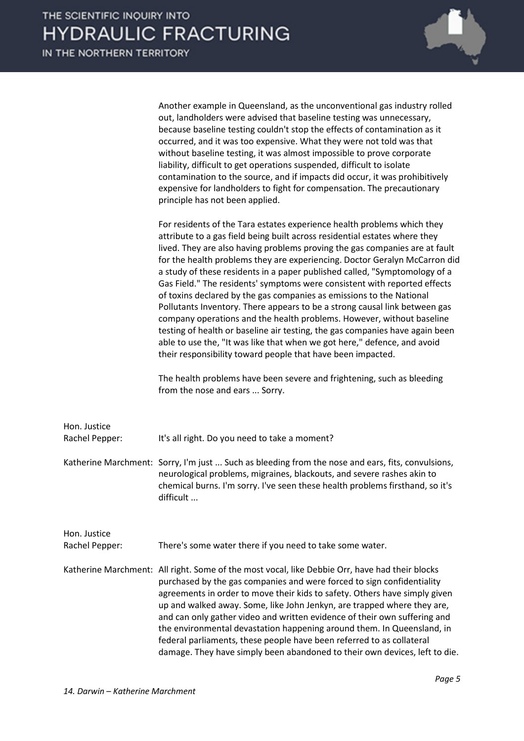Another example in Queensland, as the unconventional gas industry rolled out, landholders were advised that baseline testing was unnecessary, because baseline testing couldn't stop the effects of contamination as it occurred, and it was too expensive. What they were not told was that without baseline testing, it was almost impossible to prove corporate liability, difficult to get operations suspended, difficult to isolate contamination to the source, and if impacts did occur, it was prohibitively expensive for landholders to fight for compensation. The precautionary principle has not been applied.

For residents of the Tara estates experience health problems which they attribute to a gas field being built across residential estates where they lived. They are also having problems proving the gas companies are at fault for the health problems they are experiencing. Doctor Geralyn McCarron did a study of these residents in a paper published called, "Symptomology of a Gas Field." The residents' symptoms were consistent with reported effects of toxins declared by the gas companies as emissions to the National Pollutants Inventory. There appears to be a strong causal link between gas company operations and the health problems. However, without baseline testing of health or baseline air testing, the gas companies have again been able to use the, "It was like that when we got here," defence, and avoid their responsibility toward people that have been impacted.

The health problems have been severe and frightening, such as bleeding from the nose and ears ... Sorry.

**Hon. Justice Rachel Pepper:** It's all right. Do you need to take a moment?

**Katherine Marchment:** Sorry, I'm just ... Such as bleeding from the nose and ears, fits, convulsions, neurological problems, migraines, blackouts, and severe rashes akin to chemical burns. I'm sorry. I've seen these health problems firsthand, so it's difficult ...

**Hon. Justice Rachel Pepper:** There's some water there if you need to take some water.

**Katherine Marchment:** All right. Some of the most vocal, like Debbie Orr, have had their blocks purchased by the gas companies and were forced to sign confidentiality agreements in order to move their kids to safety. Others have simply given up and walked away. Some, like John Jenkyn, are trapped where they are, and can only gather video and written evidence of their own suffering and the environmental devastation happening around them. In Queensland, in federal parliaments, these people have been referred to as collateral damage. They have simply been abandoned to their own devices, left to die.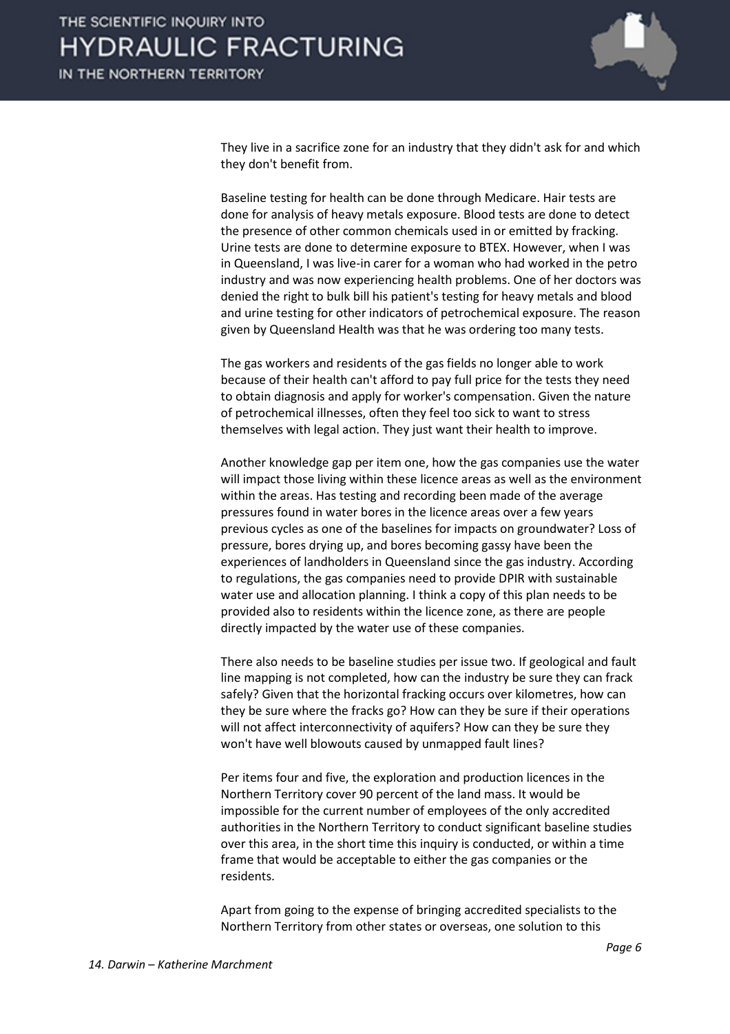They live in a sacrifice zone for an industry that they didn't ask for and which they don't benefit from.

Baseline testing for health can be done through Medicare. Hair tests are done for analysis of heavy metals exposure. Blood tests are done to detect the presence of other common chemicals used in or emitted by fracking. Urine tests are done to determine exposure to BTEX. However, when I was in Queensland, I was live-in carer for a woman who had worked in the petro industry and was now experiencing health problems. One of her doctors was denied the right to bulk bill his patient's testing for heavy metals and blood and urine testing for other indicators of petrochemical exposure. The reason given by Queensland Health was that he was ordering too many tests.

The gas workers and residents of the gas fields no longer able to work because of their health can't afford to pay full price for the tests they need to obtain diagnosis and apply for worker's compensation. Given the nature of petrochemical illnesses, often they feel too sick to want to stress themselves with legal action. They just want their health to improve.

Another knowledge gap per item one, how the gas companies use the water will impact those living within these licence areas as well as the environment within the areas. Has testing and recording been made of the average pressures found in water bores in the licence areas over a few years previous cycles as one of the baselines for impacts on groundwater? Loss of pressure, bores drying up, and bores becoming gassy have been the experiences of landholders in Queensland since the gas industry. According to regulations, the gas companies need to provide DPIR with sustainable water use and allocation planning. I think a copy of this plan needs to be provided also to residents within the licence zone, as there are people directly impacted by the water use of these companies.

There also needs to be baseline studies per issue two. If geological and fault line mapping is not completed, how can the industry be sure they can frack safely? Given that the horizontal fracking occurs over kilometres, how can they be sure where the fracks go? How can they be sure if their operations will not affect interconnectivity of aquifers? How can they be sure they won't have well blowouts caused by unmapped fault lines?

Per items four and five, the exploration and production licences in the Northern Territory cover 90 percent of the land mass. It would be impossible for the current number of employees of the only accredited authorities in the Northern Territory to conduct significant baseline studies over this area, in the short time this inquiry is conducted, or within a time frame that would be acceptable to either the gas companies or the residents.

Apart from going to the expense of bringing accredited specialists to the Northern Territory from other states or overseas, one solution to this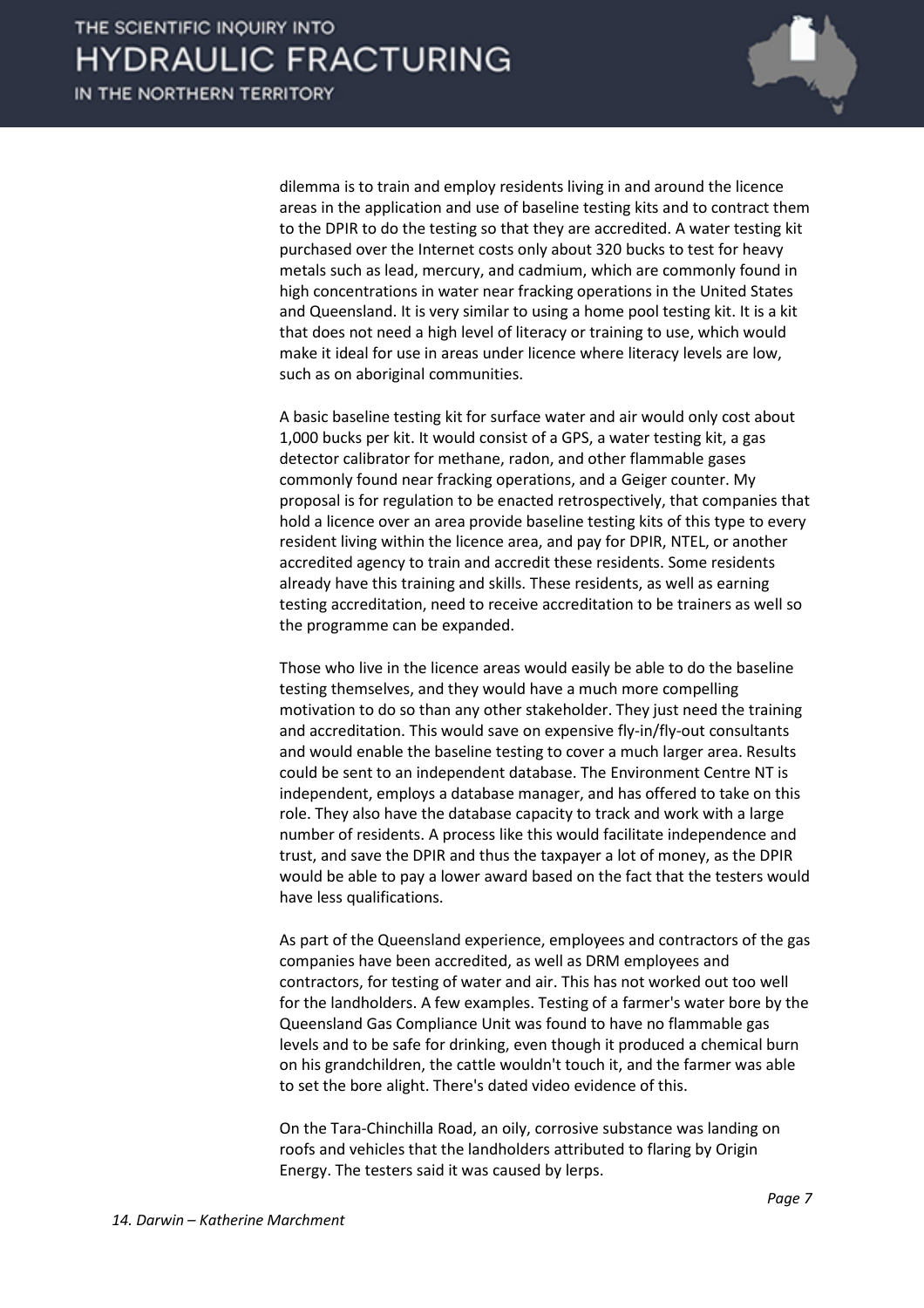dilemma is to train and employ residents living in and around the licence areas in the application and use of baseline testing kits and to contract them to the DPIR to do the testing so that they are accredited. A water testing kit purchased over the Internet costs only about 320 bucks to test for heavy metals such as lead, mercury, and cadmium, which are commonly found in high concentrations in water near fracking operations in the United States and Queensland. It is very similar to using a home pool testing kit. It is a kit that does not need a high level of literacy or training to use, which would make it ideal for use in areas under licence where literacy levels are low, such as on aboriginal communities.

A basic baseline testing kit for surface water and air would only cost about 1,000 bucks per kit. It would consist of a GPS, a water testing kit, a gas detector calibrator for methane, radon, and other flammable gases commonly found near fracking operations, and a Geiger counter. My proposal is for regulation to be enacted retrospectively, that companies that hold a licence over an area provide baseline testing kits of this type to every resident living within the licence area, and pay for DPIR, NTEL, or another accredited agency to train and accredit these residents. Some residents already have this training and skills. These residents, as well as earning testing accreditation, need to receive accreditation to be trainers as well so the programme can be expanded.

Those who live in the licence areas would easily be able to do the baseline testing themselves, and they would have a much more compelling motivation to do so than any other stakeholder. They just need the training and accreditation. This would save on expensive fly-in/fly-out consultants and would enable the baseline testing to cover a much larger area. Results could be sent to an independent database. The Environment Centre NT is independent, employs a database manager, and has offered to take on this role. They also have the database capacity to track and work with a large number of residents. A process like this would facilitate independence and trust, and save the DPIR and thus the taxpayer a lot of money, as the DPIR would be able to pay a lower award based on the fact that the testers would have less qualifications.

As part of the Queensland experience, employees and contractors of the gas companies have been accredited, as well as DRM employees and contractors, for testing of water and air. This has not worked out too well for the landholders. A few examples. Testing of a farmer's water bore by the Queensland Gas Compliance Unit was found to have no flammable gas levels and to be safe for drinking, even though it produced a chemical burn on his grandchildren, the cattle wouldn't touch it, and the farmer was able to set the bore alight. There's dated video evidence of this.

On the Tara-Chinchilla Road, an oily, corrosive substance was landing on roofs and vehicles that the landholders attributed to flaring by Origin Energy. The testers said it was caused by lerps.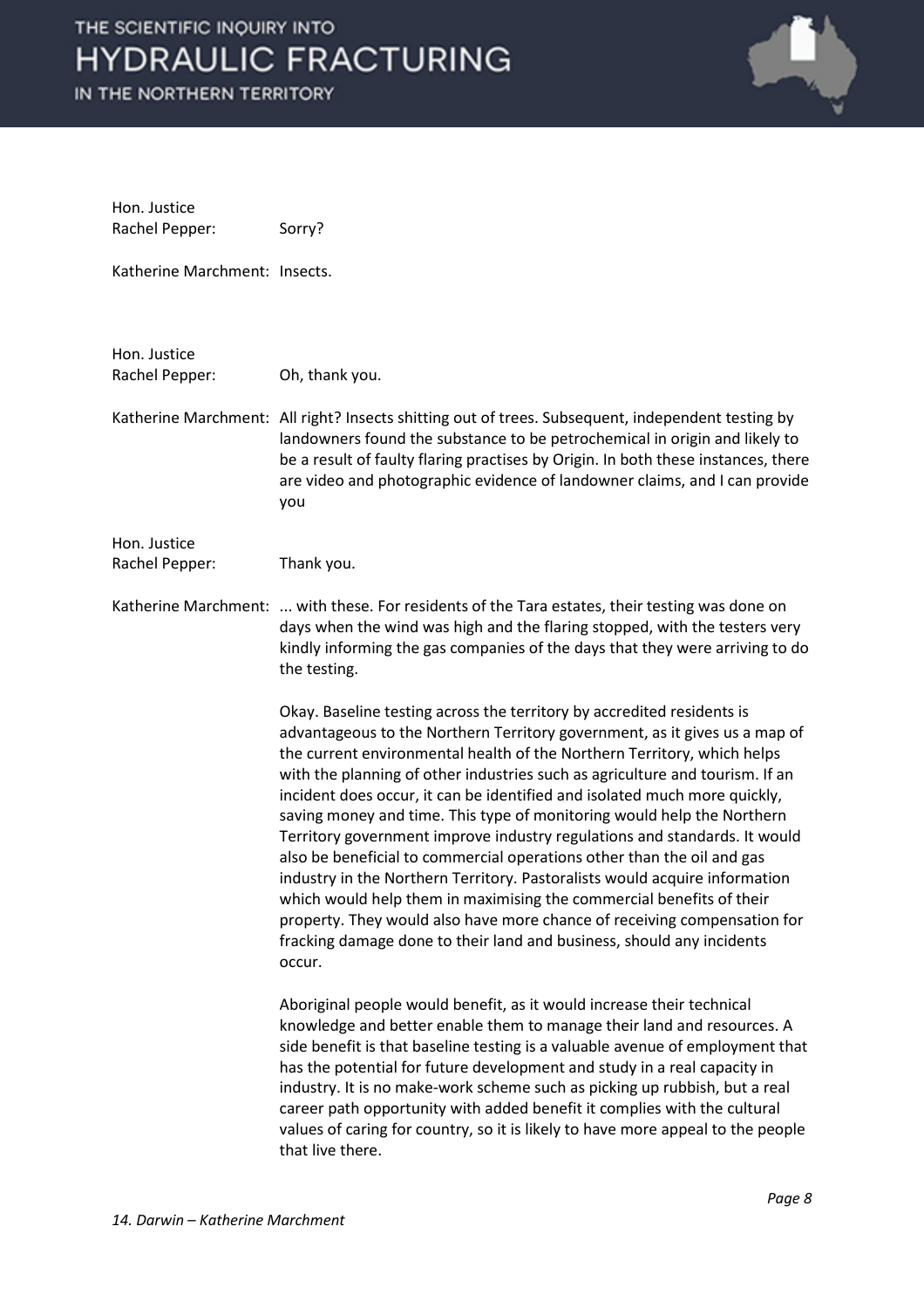Hon. Justice Rachel Pepper: Sorry?

Katherine Marchment: Insects.

Hon. Justice Rachel Pepper: Oh, thank you.

Katherine Marchment: All right? Insects shitting out of trees. Subsequent, independent testing by landowners found the substance to be petrochemical in origin and likely to be a result of faulty flaring practises by Origin. In both these instances, there are video and photographic evidence of landowner claims, and I can provide you

Hon. Justice Rachel Pepper: Thank you.

Katherine Marchment: ... with these. For residents of the Tara estates, their testing was done on days when the wind was high and the flaring stopped, with the testers very kindly informing the gas companies of the days that they were arriving to do the testing.

Okay. Baseline testing across the territory by accredited residents is advantageous to the Northern Territory government, as it gives us a map of the current environmental health of the Northern Territory, which helps with the planning of other industries such as agriculture and tourism. If an incident does occur, it can be identified and isolated much more quickly, saving money and time. This type of monitoring would help the Northern Territory government improve industry regulations and standards. It would also be beneficial to commercial operations other than the oil and gas industry in the Northern Territory. Pastoralists would acquire information which would help them in maximising the commercial benefits of their property. They would also have more chance of receiving compensation for fracking damage done to their land and business, should any incidents occur.

Aboriginal people would benefit, as it would increase their technical knowledge and better enable them to manage their land and resources. A side benefit is that baseline testing is a valuable avenue of employment that has the potential for future development and study in a real capacity in industry. It is no make-work scheme such as picking up rubbish, but a real career path opportunity with added benefit it complies with the cultural values of caring for country, so it is likely to have more appeal to the people that live there.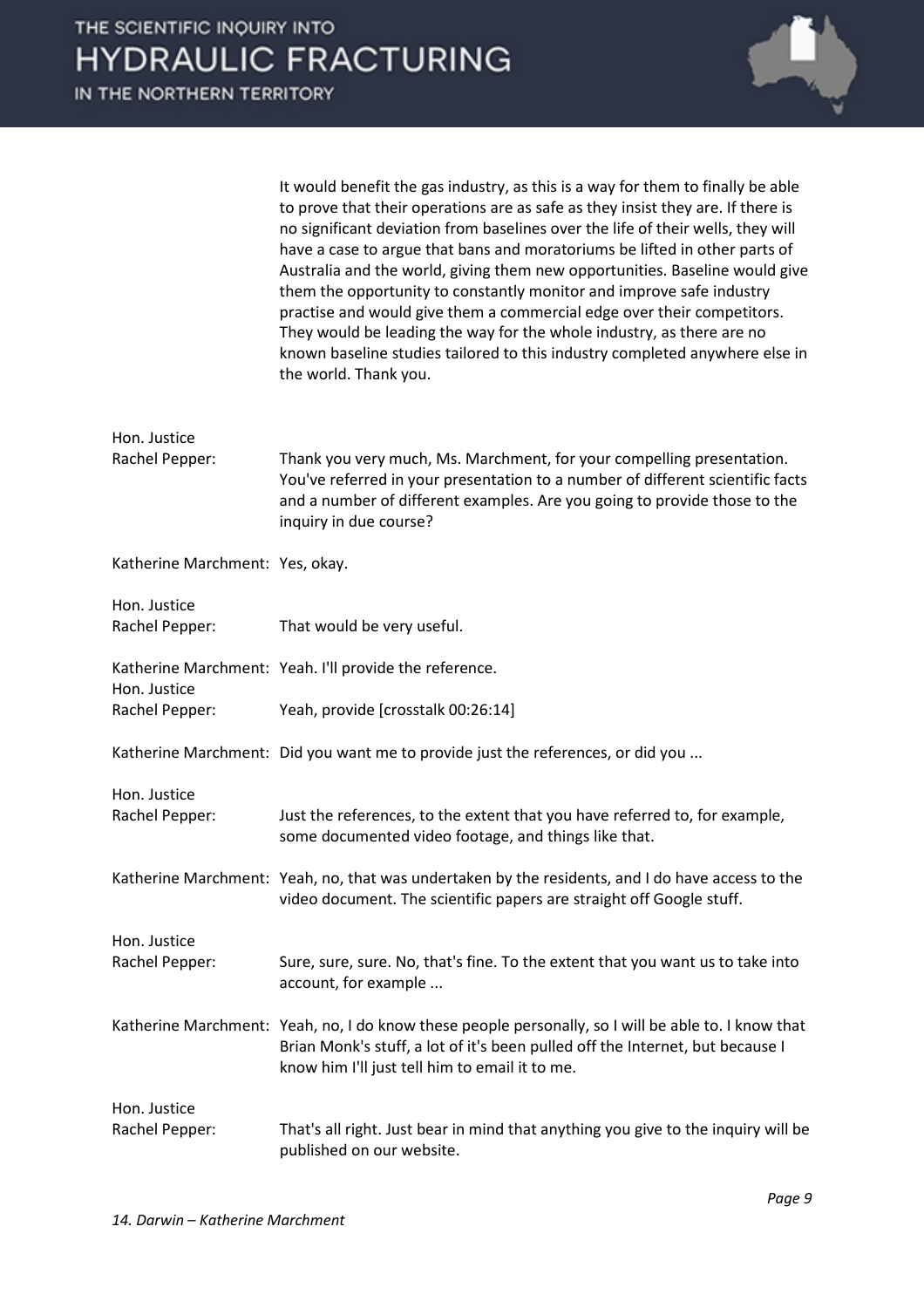It would benefit the gas industry, as this is a way for them to finally be able to prove that their operations are as safe as they insist they are. If there is no significant deviation from baselines over the life of their wells, they will have a case to argue that bans and moratoriums be lifted in other parts of Australia and the world, giving them new opportunities. Baseline would give them the opportunity to constantly monitor and improve safe industry practise and would give them a commercial edge over their competitors. They would be leading the way for the whole industry, as there are no known baseline studies tailored to this industry completed anywhere else in the world. Thank you.

**Hon. Justice Rachel Pepper:** Thank you very much, Ms. Marchment, for your compelling presentation. You've referred in your presentation to a number of different scientific facts and a number of different examples. Are you going to provide those to the inquiry in due course?

**Katherine Marchment:** Yes, okay.

**Hon. Justice Rachel Pepper:** That would be very useful.

**Katherine Marchment:** Yeah. I'll provide the reference.

**Hon. Justice Rachel Pepper:** Yeah, provide [crosstalk 00:26:14]

**Katherine Marchment:** Did you want me to provide just the references, or did you ...

**Hon. Justice Rachel Pepper:** Just the references, to the extent that you have referred to, for example, some documented video footage, and things like that.

**Katherine Marchment:** Yeah, no, that was undertaken by the residents, and I do have access to the video document. The scientific papers are straight off Google stuff.

**Hon. Justice Rachel Pepper:** Sure, sure, sure. No, that's fine. To the extent that you want us to take into account, for example ...

**Katherine Marchment:** Yeah, no, I do know these people personally, so I will be able to. I know that Brian Monk's stuff, a lot of it's been pulled off the Internet, but because I know him I'll just tell him to email it to me.

**Hon. Justice Rachel Pepper:** That's all right. Just bear in mind that anything you give to the inquiry will be published on our website.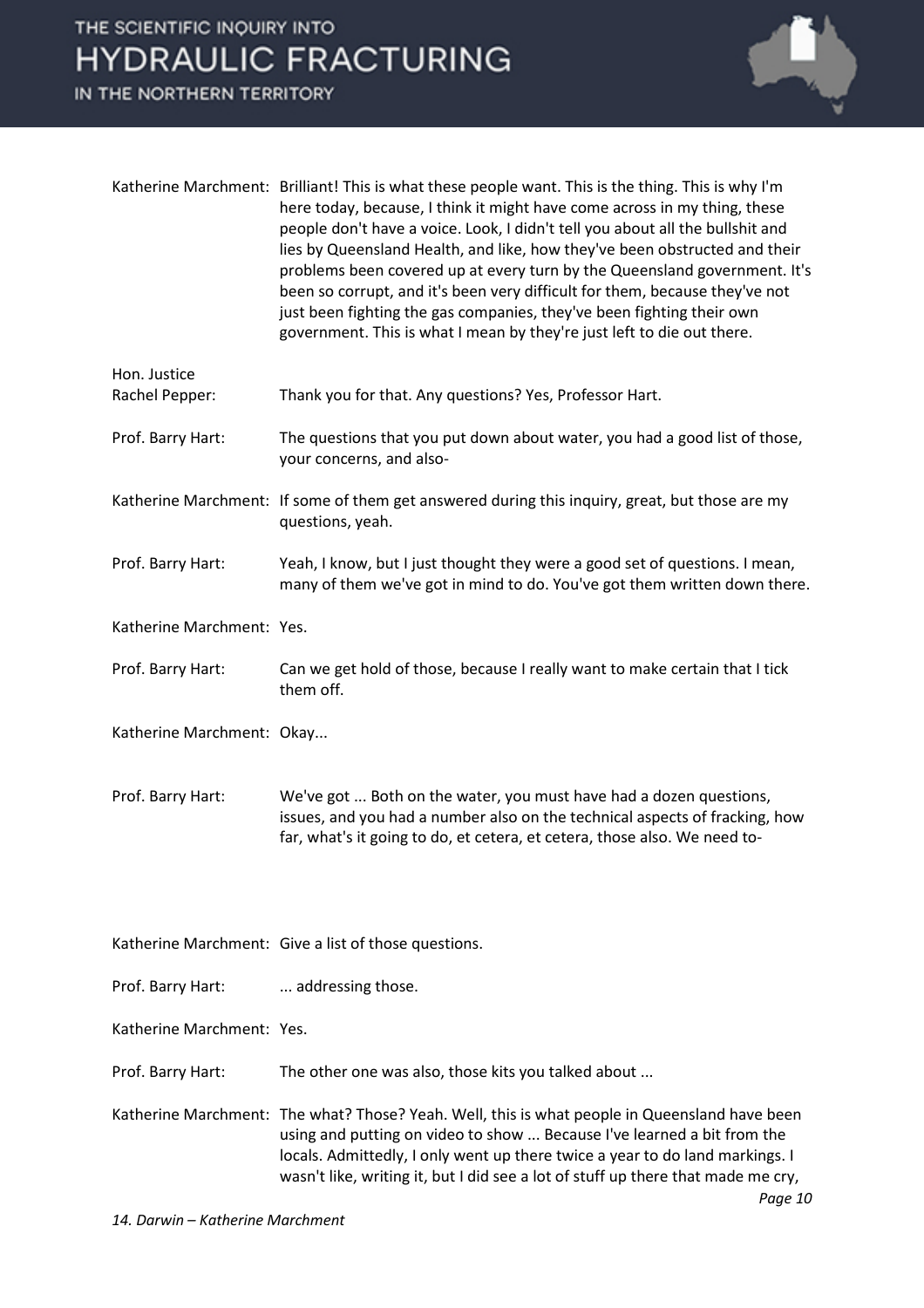**Katherine Marchment:** Brilliant! This is what these people want. This is the thing. This is why I'm here today, because, I think it might have come across in my thing, these people don't have a voice. Look, I didn't tell you about all the bullshit and lies by Queensland Health, and like, how they've been obstructed and their problems been covered up at every turn by the Queensland government. It's been so corrupt, and it's been very difficult for them, because they've not just been fighting the gas companies, they've been fighting their own government. This is what I mean by they're just left to die out there.

**Hon. Justice Rachel Pepper:** Thank you for that. Any questions? Yes, Professor Hart.

**Prof. Barry Hart:** The questions that you put down about water, you had a good list of those, your concerns, and also-

**Katherine Marchment:** If some of them get answered during this inquiry, great, but those are my questions, yeah.

**Prof. Barry Hart:** Yeah, I know, but I just thought they were a good set of questions. I mean, many of them we've got in mind to do. You've got them written down there.

**Katherine Marchment:** Yes.

**Prof. Barry Hart:** Can we get hold of those, because I really want to make certain that I tick them off.

**Katherine Marchment:** Okay...

**Prof. Barry Hart:** We've got ... Both on the water, you must have had a dozen questions, issues, and you had a number also on the technical aspects of fracking, how far, what's it going to do, et cetera, et cetera, those also. We need to-

**Katherine Marchment:** Give a list of those questions.

**Prof. Barry Hart:** ... addressing those.

**Katherine Marchment:** Yes.

**Prof. Barry Hart:** The other one was also, those kits you talked about ...

**Katherine Marchment:** The what? Those? Yeah. Well, this is what people in Queensland have been using and putting on video to show ... Because I've learned a bit from the locals. Admittedly, I only went up there twice a year to do land markings. I wasn't like, writing it, but I did see a lot of stuff up there that made me cry,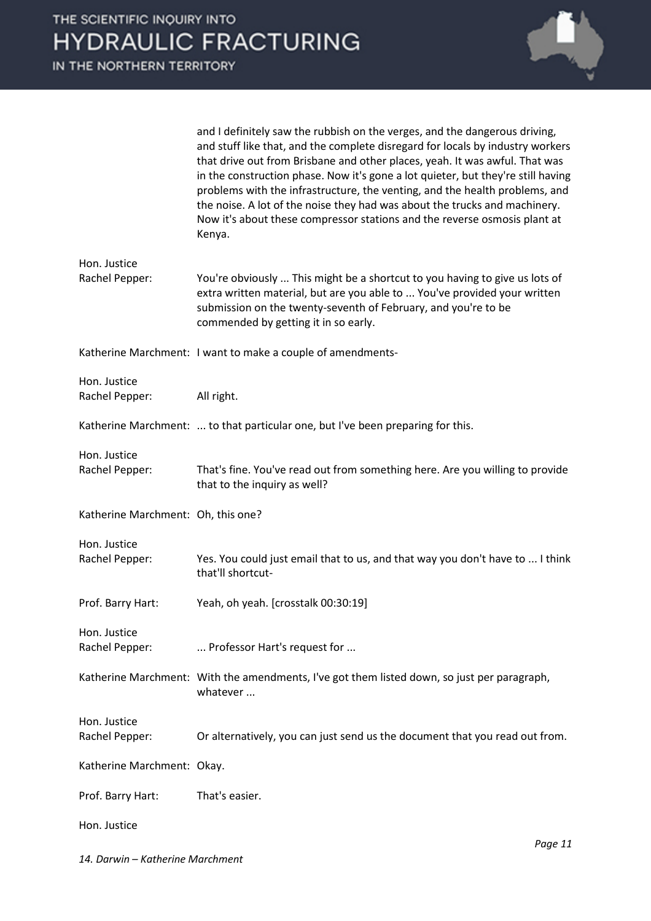and I definitely saw the rubbish on the verges, and the dangerous driving, and stuff like that, and the complete disregard for locals by industry workers that drive out from Brisbane and other places, yeah. It was awful. That was in the construction phase. Now it's gone a lot quieter, but they're still having problems with the infrastructure, the venting, and the health problems, and the noise. A lot of the noise they had was about the trucks and machinery. Now it's about these compressor stations and the reverse osmosis plant at Kenya.

**Hon. Justice Rachel Pepper:** You're obviously ... This might be a shortcut to you having to give us lots of extra written material, but are you able to ... You've provided your written submission on the twenty-seventh of February, and you're to be commended by getting it in so early.

**Katherine Marchment:** I want to make a couple of amendments-

**Hon. Justice Rachel Pepper:** All right.

**Katherine Marchment:** ... to that particular one, but I've been preparing for this.

**Hon. Justice Rachel Pepper:** That's fine. You've read out from something here. Are you willing to provide that to the inquiry as well?

**Katherine Marchment:** Oh, this one?

**Hon. Justice Rachel Pepper:** Yes. You could just email that to us, and that way you don't have to ... I think that'll shortcut-

**Prof. Barry Hart:** Yeah, oh yeah. [crosstalk 00:30:19]

**Hon. Justice Rachel Pepper:** ... Professor Hart's request for ...

**Katherine Marchment:** With the amendments, I've got them listed down, so just per paragraph, whatever ...

**Hon. Justice Rachel Pepper:** Or alternatively, you can just send us the document that you read out from.

**Katherine Marchment:** Okay.

**Prof. Barry Hart:** That's easier.

**Hon. Justice**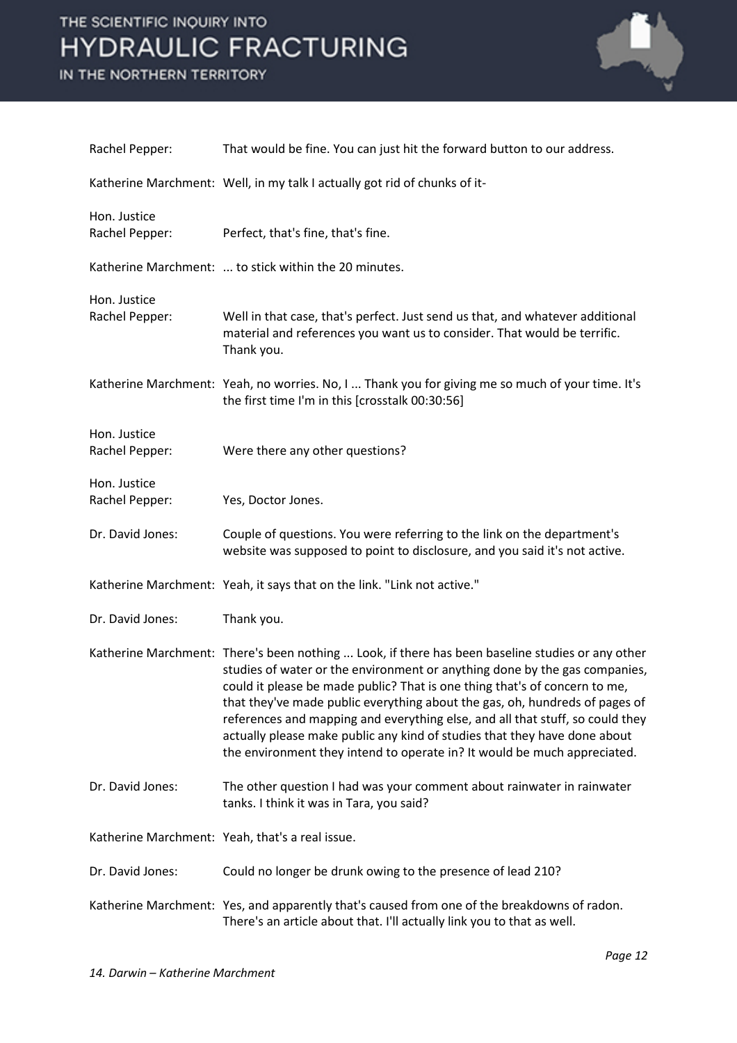Rachel Pepper: That would be fine. You can just hit the forward button to our address.

Katherine Marchment: Well, in my talk I actually got rid of chunks of it-

Hon. Justice Rachel Pepper: Perfect, that's fine, that's fine.

Katherine Marchment: ... to stick within the 20 minutes.

Hon. Justice Rachel Pepper: Well in that case, that's perfect. Just send us that, and whatever additional material and references you want us to consider. That would be terrific. Thank you.

Katherine Marchment: Yeah, no worries. No, I ... Thank you for giving me so much of your time. It's the first time I'm in this [crosstalk 00:30:56]

Hon. Justice Rachel Pepper: Were there any other questions?

Hon. Justice Rachel Pepper: Yes, Doctor Jones.

Dr. David Jones: Couple of questions. You were referring to the link on the department's website was supposed to point to disclosure, and you said it's not active.

Katherine Marchment: Yeah, it says that on the link. "Link not active."

Dr. David Jones: Thank you.

Katherine Marchment: There's been nothing ... Look, if there has been baseline studies or any other studies of water or the environment or anything done by the gas companies, could it please be made public? That is one thing that's of concern to me, that they've made public everything about the gas, oh, hundreds of pages of references and mapping and everything else, and all that stuff, so could they actually please make public any kind of studies that they have done about the environment they intend to operate in? It would be much appreciated.

Dr. David Jones: The other question I had was your comment about rainwater in rainwater tanks. I think it was in Tara, you said?

Katherine Marchment: Yeah, that's a real issue.

Dr. David Jones: Could no longer be drunk owing to the presence of lead 210?

Katherine Marchment: Yes, and apparently that's caused from one of the breakdowns of radon. There's an article about that. I'll actually link you to that as well.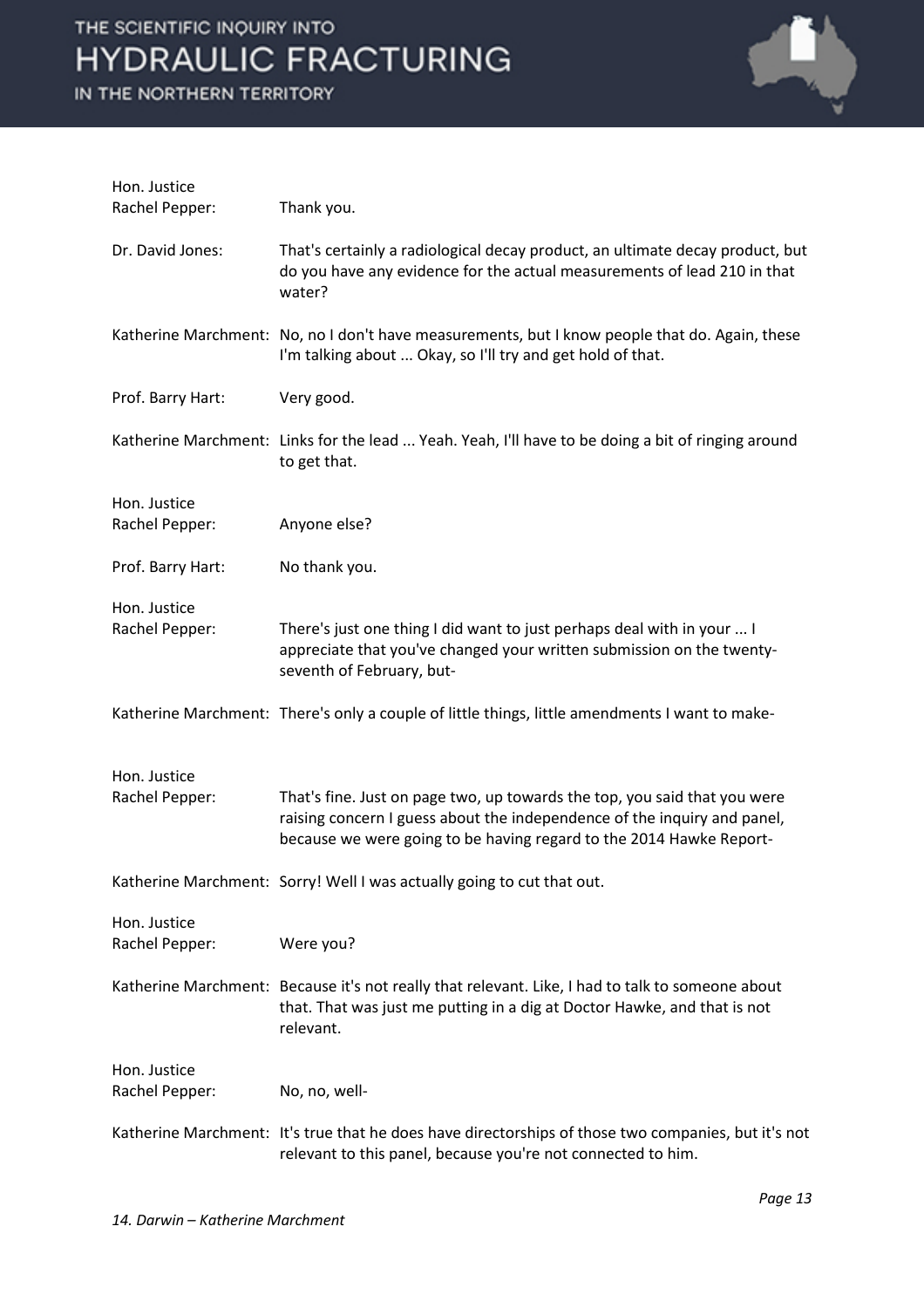**Hon. Justice Rachel Pepper:** Thank you.

**Dr. David Jones:** That's certainly a radiological decay product, an ultimate decay product, but do you have any evidence for the actual measurements of lead 210 in that water?

**Katherine Marchment:** No, no I don't have measurements, but I know people that do. Again, these I'm talking about ... Okay, so I'll try and get hold of that.

**Prof. Barry Hart:** Very good.

**Katherine Marchment:** Links for the lead ... Yeah. Yeah, I'll have to be doing a bit of ringing around to get that.

**Hon. Justice Rachel Pepper:** Anyone else?

**Prof. Barry Hart:** No thank you.

**Hon. Justice Rachel Pepper:** There's just one thing I did want to just perhaps deal with in your ... I appreciate that you've changed your written submission on the twenty-seventh of February, but-

**Katherine Marchment:** There's only a couple of little things, little amendments I want to make-

**Hon. Justice Rachel Pepper:** That's fine. Just on page two, up towards the top, you said that you were raising concern I guess about the independence of the inquiry and panel, because we were going to be having regard to the 2014 Hawke Report-

**Katherine Marchment:** Sorry! Well I was actually going to cut that out.

**Hon. Justice Rachel Pepper:** Were you?

**Katherine Marchment:** Because it's not really that relevant. Like, I had to talk to someone about that. That was just me putting in a dig at Doctor Hawke, and that is not relevant.

**Hon. Justice Rachel Pepper:** No, no, well-

**Katherine Marchment:** It's true that he does have directorships of those two companies, but it's not relevant to this panel, because you're not connected to him.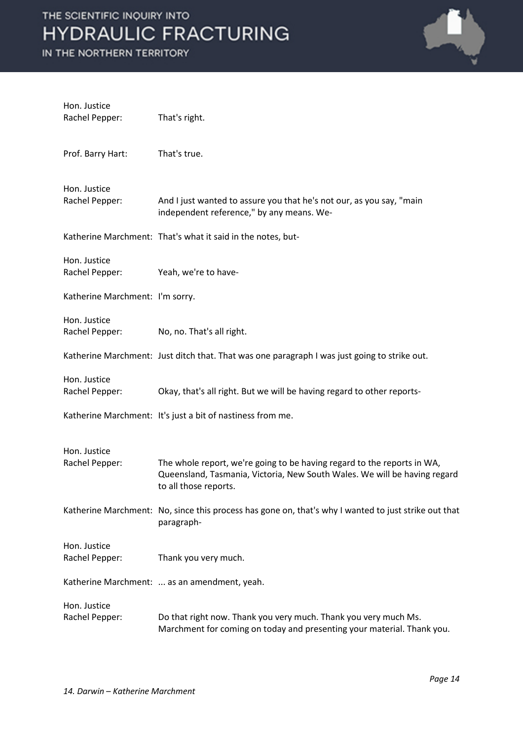| | |
|---|---|
| Hon. Justice Rachel Pepper: | That's right. |
| Prof. Barry Hart: | That's true. |
| Hon. Justice Rachel Pepper: | And I just wanted to assure you that he's not our, as you say, "main independent reference," by any means. We- |
| Katherine Marchment: | That's what it said in the notes, but- |
| Hon. Justice Rachel Pepper: | Yeah, we're to have- |
| Katherine Marchment: | I'm sorry. |
| Hon. Justice Rachel Pepper: | No, no. That's all right. |
| Katherine Marchment: | Just ditch that. That was one paragraph I was just going to strike out. |
| Hon. Justice Rachel Pepper: | Okay, that's all right. But we will be having regard to other reports- |
| Katherine Marchment: | It's just a bit of nastiness from me. |
| Hon. Justice Rachel Pepper: | The whole report, we're going to be having regard to the reports in WA, Queensland, Tasmania, Victoria, New South Wales. We will be having regard to all those reports. |
| Katherine Marchment: | No, since this process has gone on, that's why I wanted to just strike out that paragraph- |
| Hon. Justice Rachel Pepper: | Thank you very much. |
| Katherine Marchment: | ... as an amendment, yeah. |
| Hon. Justice Rachel Pepper: | Do that right now. Thank you very much. Thank you very much Ms. Marchment for coming on today and presenting your material. Thank you. |